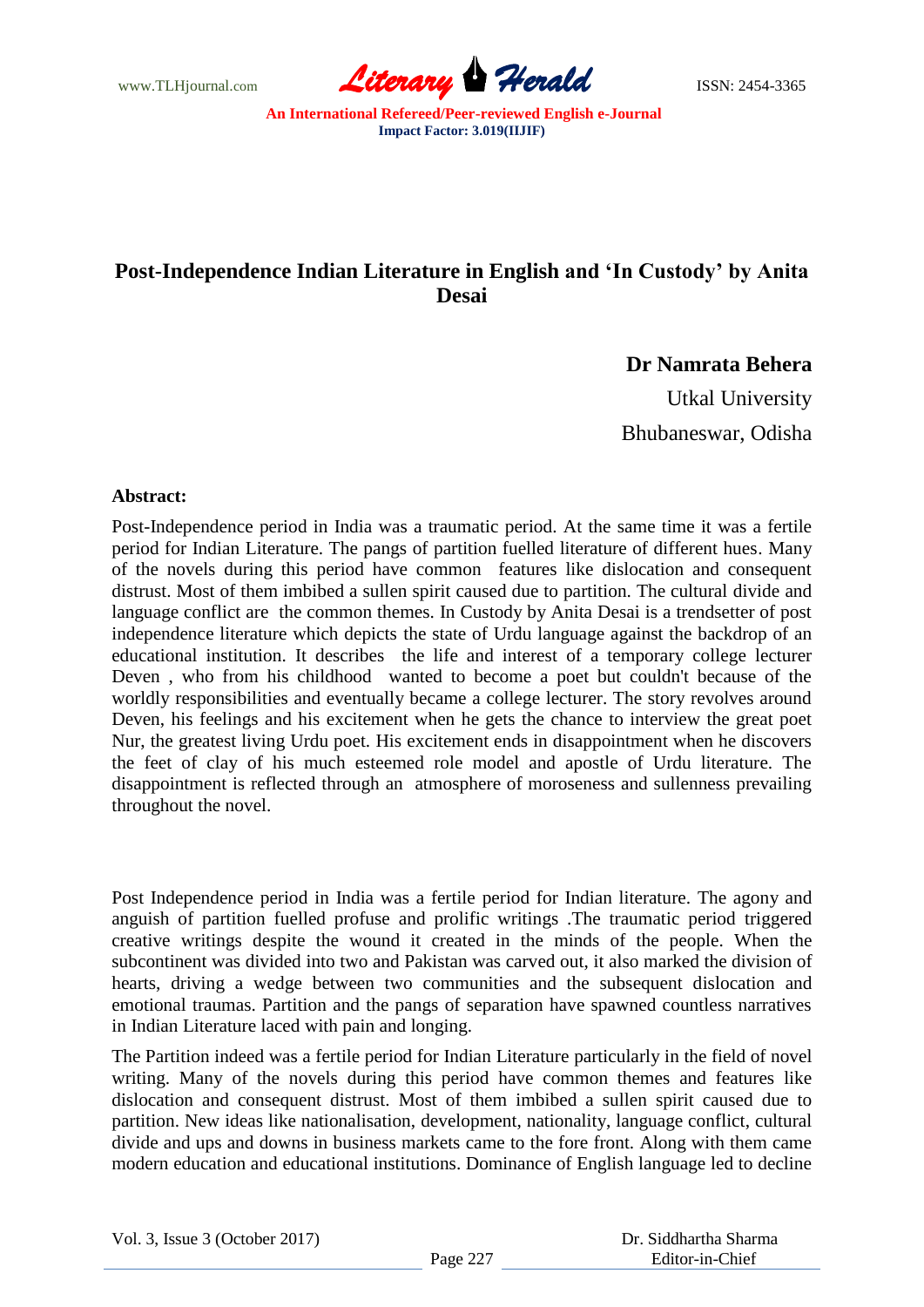# Post-Independence Indian Literature in English and 'In Custody' by Anita Desai

**Dr Namrata Behera**

Utkal University

Bhubaneswar, Odisha

**Abstract:**

Post-Independence period in India was a traumatic period. At the same time it was a fertile period for Indian Literature. The pangs of partition fuelled literature of different hues. Many of the novels during this period have common features like dislocation and consequent distrust. Most of them imbibed a sullen spirit caused due to partition. The cultural divide and language conflict are the common themes. In Custody by Anita Desai is a trendsetter of post independence literature which depicts the state of Urdu language against the backdrop of an educational institution. It describes the life and interest of a temporary college lecturer Deven , who from his childhood wanted to become a poet but couldn't because of the worldly responsibilities and eventually became a college lecturer. The story revolves around Deven, his feelings and his excitement when he gets the chance to interview the great poet Nur, the greatest living Urdu poet. His excitement ends in disappointment when he discovers the feet of clay of his much esteemed role model and apostle of Urdu literature. The disappointment is reflected through an atmosphere of moroseness and sullenness prevailing throughout the novel.

Post Independence period in India was a fertile period for Indian literature. The agony and anguish of partition fuelled profuse and prolific writings .The traumatic period triggered creative writings despite the wound it created in the minds of the people. When the subcontinent was divided into two and Pakistan was carved out, it also marked the division of hearts, driving a wedge between two communities and the subsequent dislocation and emotional traumas. Partition and the pangs of separation have spawned countless narratives in Indian Literature laced with pain and longing.

The Partition indeed was a fertile period for Indian Literature particularly in the field of novel writing. Many of the novels during this period have common themes and features like dislocation and consequent distrust. Most of them imbibed a sullen spirit caused due to partition. New ideas like nationalisation, development, nationality, language conflict, cultural divide and ups and downs in business markets came to the fore front. Along with them came modern education and educational institutions. Dominance of English language led to decline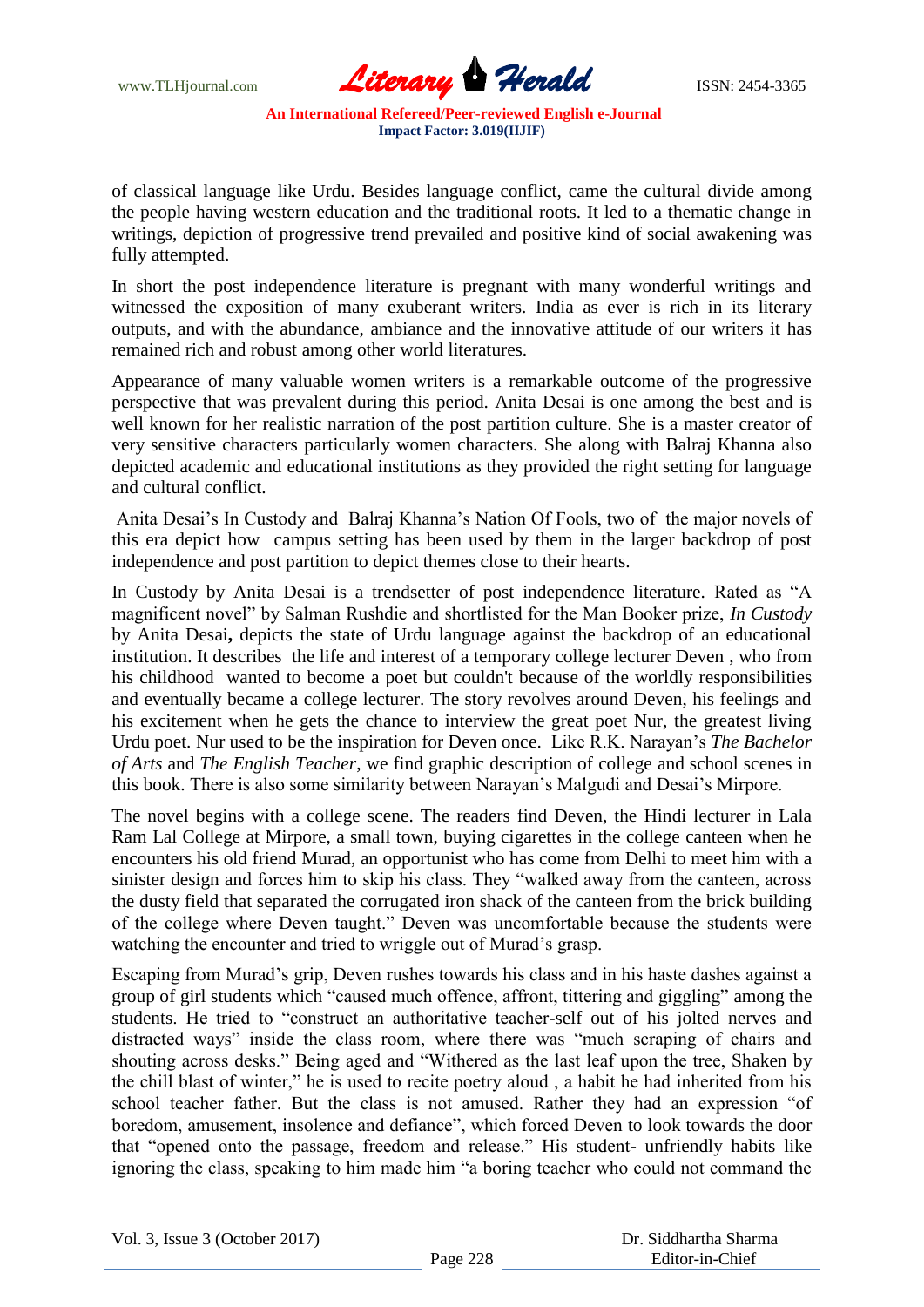of classical language like Urdu. Besides language conflict, came the cultural divide among the people having western education and the traditional roots. It led to a thematic change in writings, depiction of progressive trend prevailed and positive kind of social awakening was fully attempted.

In short the post independence literature is pregnant with many wonderful writings and witnessed the exposition of many exuberant writers. India as ever is rich in its literary outputs, and with the abundance, ambiance and the innovative attitude of our writers it has remained rich and robust among other world literatures.

Appearance of many valuable women writers is a remarkable outcome of the progressive perspective that was prevalent during this period. Anita Desai is one among the best and is well known for her realistic narration of the post partition culture. She is a master creator of very sensitive characters particularly women characters. She along with Balraj Khanna also depicted academic and educational institutions as they provided the right setting for language and cultural conflict.

Anita Desai's In Custody and Balraj Khanna's Nation Of Fools, two of the major novels of this era depict how campus setting has been used by them in the larger backdrop of post independence and post partition to depict themes close to their hearts.

In Custody by Anita Desai is a trendsetter of post independence literature. Rated as "A magnificent novel" by Salman Rushdie and shortlisted for the Man Booker prize, *In Custody* by Anita Desai**,** depicts the state of Urdu language against the backdrop of an educational institution. It describes the life and interest of a temporary college lecturer Deven , who from his childhood wanted to become a poet but couldn't because of the worldly responsibilities and eventually became a college lecturer. The story revolves around Deven, his feelings and his excitement when he gets the chance to interview the great poet Nur, the greatest living Urdu poet. Nur used to be the inspiration for Deven once. Like R.K. Narayan's *The Bachelor of Arts* and *The English Teacher*, we find graphic description of college and school scenes in this book. There is also some similarity between Narayan's Malgudi and Desai's Mirpore.

The novel begins with a college scene. The readers find Deven, the Hindi lecturer in Lala Ram Lal College at Mirpore, a small town, buying cigarettes in the college canteen when he encounters his old friend Murad, an opportunist who has come from Delhi to meet him with a sinister design and forces him to skip his class. They "walked away from the canteen, across the dusty field that separated the corrugated iron shack of the canteen from the brick building of the college where Deven taught." Deven was uncomfortable because the students were watching the encounter and tried to wriggle out of Murad's grasp.

Escaping from Murad's grip, Deven rushes towards his class and in his haste dashes against a group of girl students which "caused much offence, affront, tittering and giggling" among the students. He tried to "construct an authoritative teacher-self out of his jolted nerves and distracted ways" inside the class room, where there was "much scraping of chairs and shouting across desks." Being aged and "Withered as the last leaf upon the tree, Shaken by the chill blast of winter," he is used to recite poetry aloud , a habit he had inherited from his school teacher father. But the class is not amused. Rather they had an expression "of boredom, amusement, insolence and defiance", which forced Deven to look towards the door that "opened onto the passage, freedom and release." His student- unfriendly habits like ignoring the class, speaking to him made him "a boring teacher who could not command the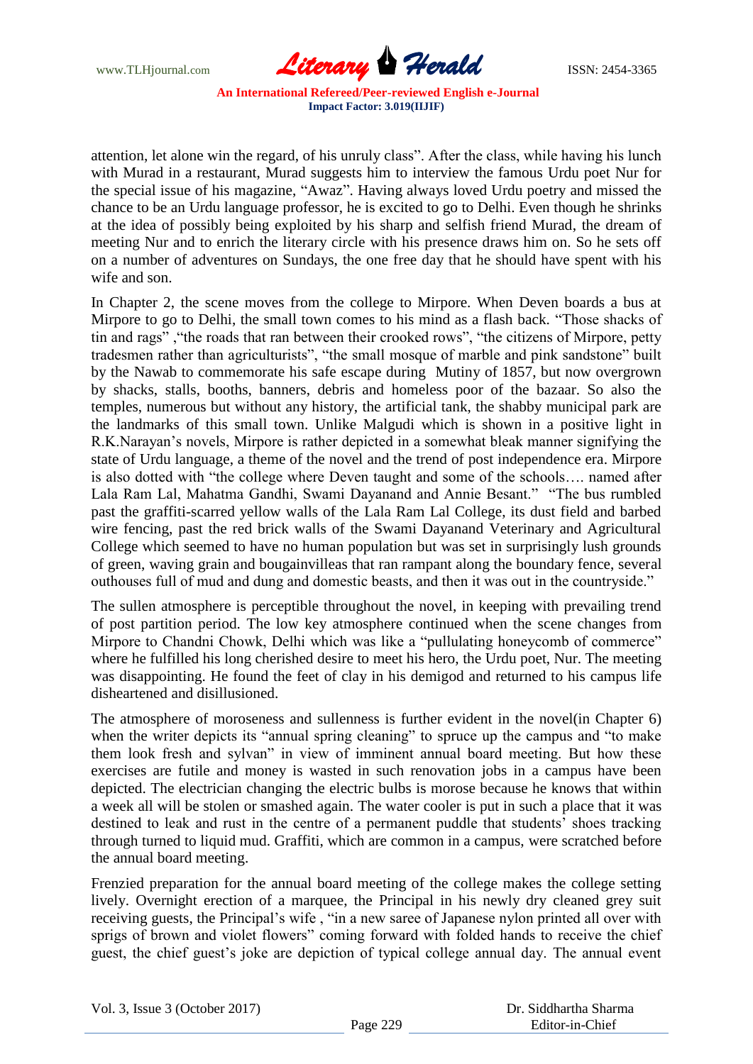attention, let alone win the regard, of his unruly class". After the class, while having his lunch with Murad in a restaurant, Murad suggests him to interview the famous Urdu poet Nur for the special issue of his magazine, "Awaz". Having always loved Urdu poetry and missed the chance to be an Urdu language professor, he is excited to go to Delhi. Even though he shrinks at the idea of possibly being exploited by his sharp and selfish friend Murad, the dream of meeting Nur and to enrich the literary circle with his presence draws him on. So he sets off on a number of adventures on Sundays, the one free day that he should have spent with his wife and son.

In Chapter 2, the scene moves from the college to Mirpore. When Deven boards a bus at Mirpore to go to Delhi, the small town comes to his mind as a flash back. "Those shacks of tin and rags" ,"the roads that ran between their crooked rows", "the citizens of Mirpore, petty tradesmen rather than agriculturists", "the small mosque of marble and pink sandstone" built by the Nawab to commemorate his safe escape during Mutiny of 1857, but now overgrown by shacks, stalls, booths, banners, debris and homeless poor of the bazaar. So also the temples, numerous but without any history, the artificial tank, the shabby municipal park are the landmarks of this small town. Unlike Malgudi which is shown in a positive light in R.K.Narayan's novels, Mirpore is rather depicted in a somewhat bleak manner signifying the state of Urdu language, a theme of the novel and the trend of post independence era. Mirpore is also dotted with "the college where Deven taught and some of the schools…. named after Lala Ram Lal, Mahatma Gandhi, Swami Dayanand and Annie Besant." "The bus rumbled past the graffiti-scarred yellow walls of the Lala Ram Lal College, its dust field and barbed wire fencing, past the red brick walls of the Swami Dayanand Veterinary and Agricultural College which seemed to have no human population but was set in surprisingly lush grounds of green, waving grain and bougainvilleas that ran rampant along the boundary fence, several outhouses full of mud and dung and domestic beasts, and then it was out in the countryside."

The sullen atmosphere is perceptible throughout the novel, in keeping with prevailing trend of post partition period. The low key atmosphere continued when the scene changes from Mirpore to Chandni Chowk, Delhi which was like a "pullulating honeycomb of commerce" where he fulfilled his long cherished desire to meet his hero, the Urdu poet, Nur. The meeting was disappointing. He found the feet of clay in his demigod and returned to his campus life disheartened and disillusioned.

The atmosphere of moroseness and sullenness is further evident in the novel(in Chapter 6) when the writer depicts its "annual spring cleaning" to spruce up the campus and "to make them look fresh and sylvan" in view of imminent annual board meeting. But how these exercises are futile and money is wasted in such renovation jobs in a campus have been depicted. The electrician changing the electric bulbs is morose because he knows that within a week all will be stolen or smashed again. The water cooler is put in such a place that it was destined to leak and rust in the centre of a permanent puddle that students' shoes tracking through turned to liquid mud. Graffiti, which are common in a campus, were scratched before the annual board meeting.

Frenzied preparation for the annual board meeting of the college makes the college setting lively. Overnight erection of a marquee, the Principal in his newly dry cleaned grey suit receiving guests, the Principal's wife , "in a new saree of Japanese nylon printed all over with sprigs of brown and violet flowers" coming forward with folded hands to receive the chief guest, the chief guest's joke are depiction of typical college annual day. The annual event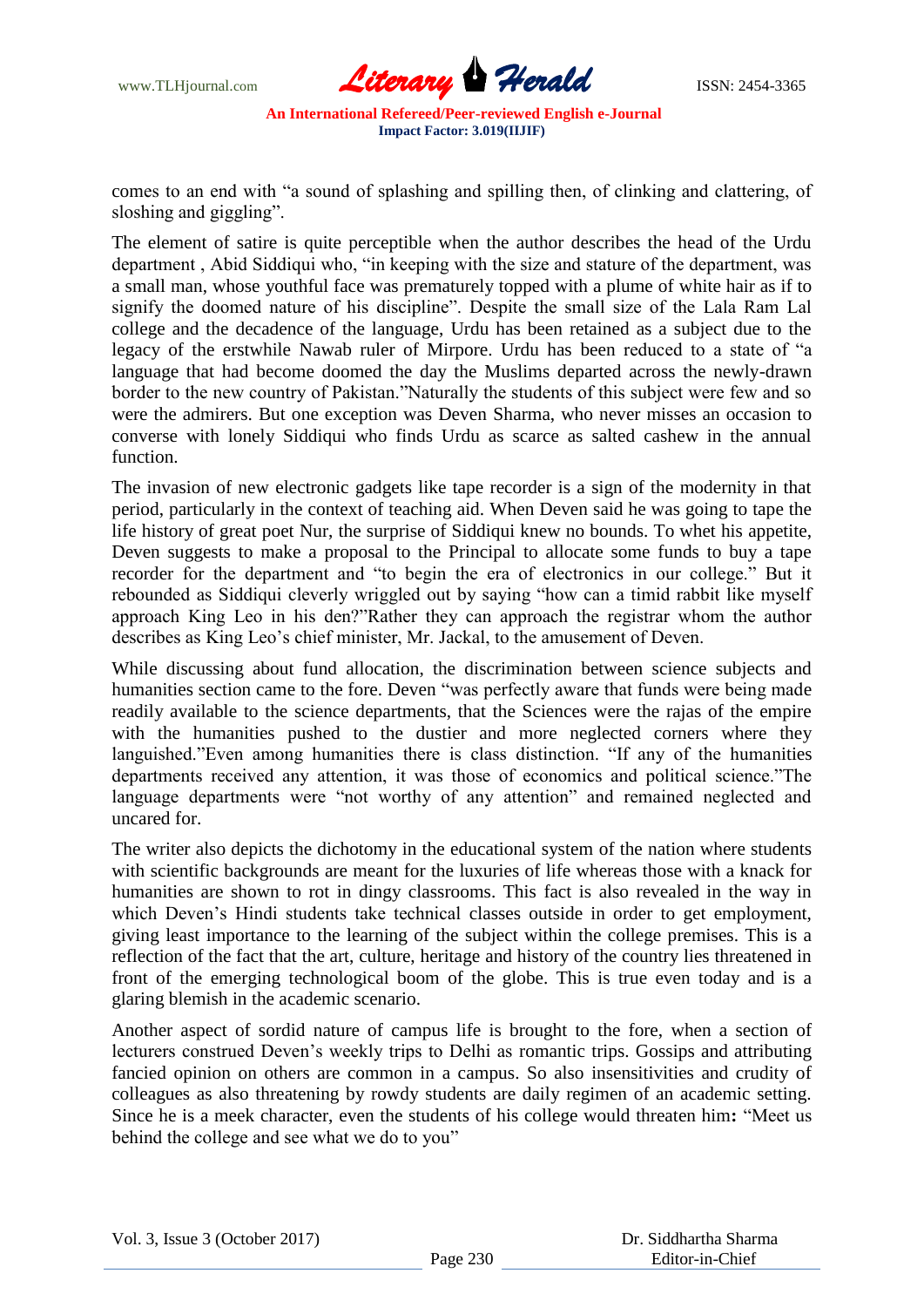comes to an end with "a sound of splashing and spilling then, of clinking and clattering, of sloshing and giggling".

The element of satire is quite perceptible when the author describes the head of the Urdu department , Abid Siddiqui who, "in keeping with the size and stature of the department, was a small man, whose youthful face was prematurely topped with a plume of white hair as if to signify the doomed nature of his discipline". Despite the small size of the Lala Ram Lal college and the decadence of the language, Urdu has been retained as a subject due to the legacy of the erstwhile Nawab ruler of Mirpore. Urdu has been reduced to a state of "a language that had become doomed the day the Muslims departed across the newly-drawn border to the new country of Pakistan."Naturally the students of this subject were few and so were the admirers. But one exception was Deven Sharma, who never misses an occasion to converse with lonely Siddiqui who finds Urdu as scarce as salted cashew in the annual function.

The invasion of new electronic gadgets like tape recorder is a sign of the modernity in that period, particularly in the context of teaching aid. When Deven said he was going to tape the life history of great poet Nur, the surprise of Siddiqui knew no bounds. To whet his appetite, Deven suggests to make a proposal to the Principal to allocate some funds to buy a tape recorder for the department and "to begin the era of electronics in our college." But it rebounded as Siddiqui cleverly wriggled out by saying "how can a timid rabbit like myself approach King Leo in his den?"Rather they can approach the registrar whom the author describes as King Leo's chief minister, Mr. Jackal, to the amusement of Deven.

While discussing about fund allocation, the discrimination between science subjects and humanities section came to the fore. Deven "was perfectly aware that funds were being made readily available to the science departments, that the Sciences were the rajas of the empire with the humanities pushed to the dustier and more neglected corners where they languished."Even among humanities there is class distinction. "If any of the humanities departments received any attention, it was those of economics and political science."The language departments were "not worthy of any attention" and remained neglected and uncared for.

The writer also depicts the dichotomy in the educational system of the nation where students with scientific backgrounds are meant for the luxuries of life whereas those with a knack for humanities are shown to rot in dingy classrooms. This fact is also revealed in the way in which Deven's Hindi students take technical classes outside in order to get employment, giving least importance to the learning of the subject within the college premises. This is a reflection of the fact that the art, culture, heritage and history of the country lies threatened in front of the emerging technological boom of the globe. This is true even today and is a glaring blemish in the academic scenario.

Another aspect of sordid nature of campus life is brought to the fore, when a section of lecturers construed Deven's weekly trips to Delhi as romantic trips. Gossips and attributing fancied opinion on others are common in a campus. So also insensitivities and crudity of colleagues as also threatening by rowdy students are daily regimen of an academic setting. Since he is a meek character, even the students of his college would threaten him**:** "Meet us behind the college and see what we do to you"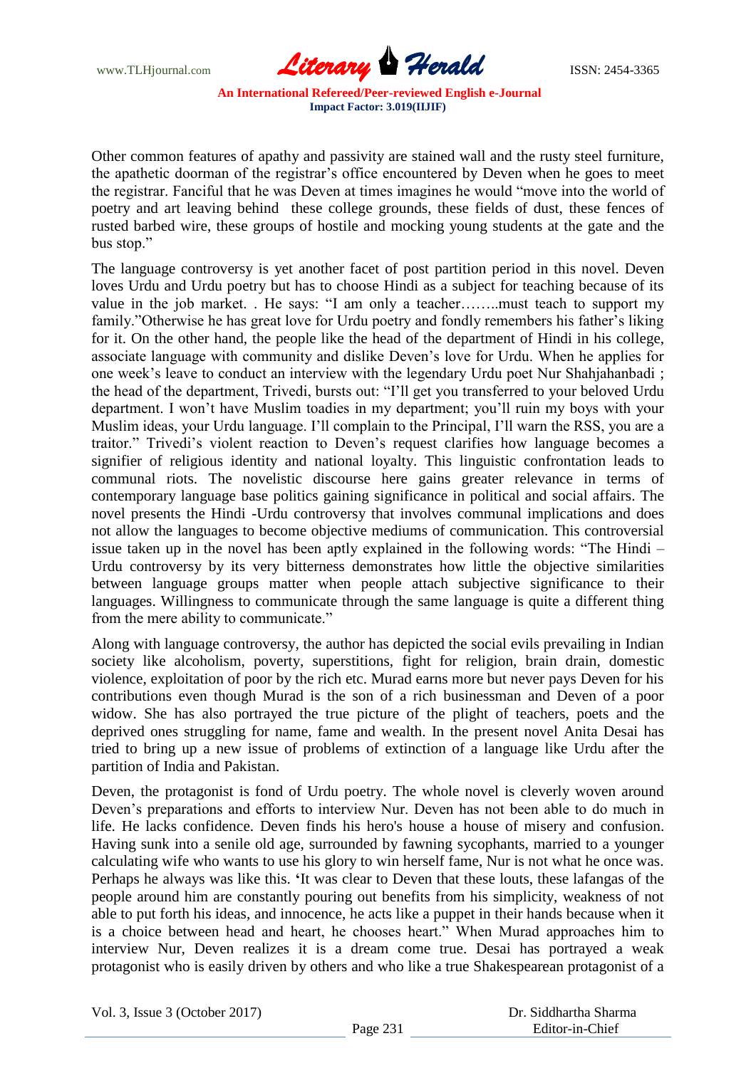Other common features of apathy and passivity are stained wall and the rusty steel furniture, the apathetic doorman of the registrar's office encountered by Deven when he goes to meet the registrar. Fanciful that he was Deven at times imagines he would "move into the world of poetry and art leaving behind these college grounds, these fields of dust, these fences of rusted barbed wire, these groups of hostile and mocking young students at the gate and the bus stop."

The language controversy is yet another facet of post partition period in this novel. Deven loves Urdu and Urdu poetry but has to choose Hindi as a subject for teaching because of its value in the job market. . He says: "I am only a teacher……..must teach to support my family."Otherwise he has great love for Urdu poetry and fondly remembers his father's liking for it. On the other hand, the people like the head of the department of Hindi in his college, associate language with community and dislike Deven's love for Urdu. When he applies for one week's leave to conduct an interview with the legendary Urdu poet Nur Shahjahanbadi ; the head of the department, Trivedi, bursts out: "I'll get you transferred to your beloved Urdu department. I won't have Muslim toadies in my department; you'll ruin my boys with your Muslim ideas, your Urdu language. I'll complain to the Principal, I'll warn the RSS, you are a traitor." Trivedi's violent reaction to Deven's request clarifies how language becomes a signifier of religious identity and national loyalty. This linguistic confrontation leads to communal riots. The novelistic discourse here gains greater relevance in terms of contemporary language base politics gaining significance in political and social affairs. The novel presents the Hindi -Urdu controversy that involves communal implications and does not allow the languages to become objective mediums of communication. This controversial issue taken up in the novel has been aptly explained in the following words: "The Hindi – Urdu controversy by its very bitterness demonstrates how little the objective similarities between language groups matter when people attach subjective significance to their languages. Willingness to communicate through the same language is quite a different thing from the mere ability to communicate."

Along with language controversy, the author has depicted the social evils prevailing in Indian society like alcoholism, poverty, superstitions, fight for religion, brain drain, domestic violence, exploitation of poor by the rich etc. Murad earns more but never pays Deven for his contributions even though Murad is the son of a rich businessman and Deven of a poor widow. She has also portrayed the true picture of the plight of teachers, poets and the deprived ones struggling for name, fame and wealth. In the present novel Anita Desai has tried to bring up a new issue of problems of extinction of a language like Urdu after the partition of India and Pakistan.

Deven, the protagonist is fond of Urdu poetry. The whole novel is cleverly woven around Deven's preparations and efforts to interview Nur. Deven has not been able to do much in life. He lacks confidence. Deven finds his hero's house a house of misery and confusion. Having sunk into a senile old age, surrounded by fawning sycophants, married to a younger calculating wife who wants to use his glory to win herself fame, Nur is not what he once was. Perhaps he always was like this. 'It was clear to Deven that these louts, these lafangas of the people around him are constantly pouring out benefits from his simplicity, weakness of not able to put forth his ideas, and innocence, he acts like a puppet in their hands because when it is a choice between head and heart, he chooses heart." When Murad approaches him to interview Nur, Deven realizes it is a dream come true. Desai has portrayed a weak protagonist who is easily driven by others and who like a true Shakespearean protagonist of a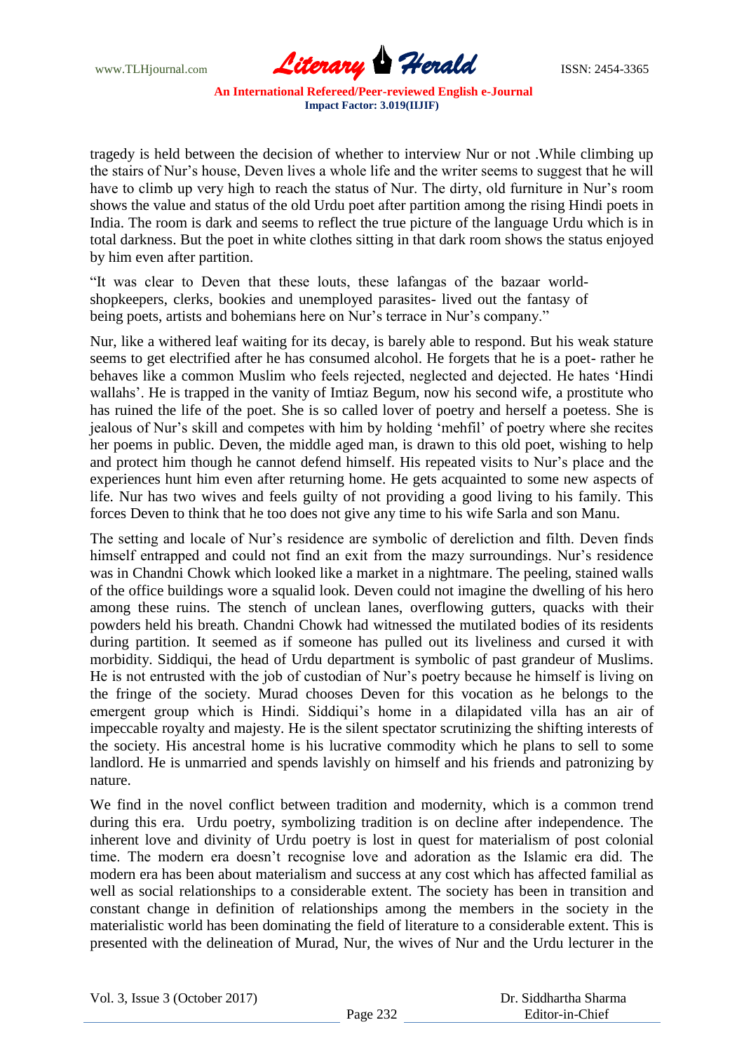tragedy is held between the decision of whether to interview Nur or not .While climbing up the stairs of Nur's house, Deven lives a whole life and the writer seems to suggest that he will have to climb up very high to reach the status of Nur. The dirty, old furniture in Nur's room shows the value and status of the old Urdu poet after partition among the rising Hindi poets in India. The room is dark and seems to reflect the true picture of the language Urdu which is in total darkness. But the poet in white clothes sitting in that dark room shows the status enjoyed by him even after partition.

> "It was clear to Deven that these louts, these lafangas of the bazaar world-shopkeepers, clerks, bookies and unemployed parasites- lived out the fantasy of being poets, artists and bohemians here on Nur's terrace in Nur's company."

Nur, like a withered leaf waiting for its decay, is barely able to respond. But his weak stature seems to get electrified after he has consumed alcohol. He forgets that he is a poet- rather he behaves like a common Muslim who feels rejected, neglected and dejected. He hates 'Hindi wallahs'. He is trapped in the vanity of Imtiaz Begum, now his second wife, a prostitute who has ruined the life of the poet. She is so called lover of poetry and herself a poetess. She is jealous of Nur's skill and competes with him by holding 'mehfil' of poetry where she recites her poems in public. Deven, the middle aged man, is drawn to this old poet, wishing to help and protect him though he cannot defend himself. His repeated visits to Nur's place and the experiences hunt him even after returning home. He gets acquainted to some new aspects of life. Nur has two wives and feels guilty of not providing a good living to his family. This forces Deven to think that he too does not give any time to his wife Sarla and son Manu.

The setting and locale of Nur's residence are symbolic of dereliction and filth. Deven finds himself entrapped and could not find an exit from the mazy surroundings. Nur's residence was in Chandni Chowk which looked like a market in a nightmare. The peeling, stained walls of the office buildings wore a squalid look. Deven could not imagine the dwelling of his hero among these ruins. The stench of unclean lanes, overflowing gutters, quacks with their powders held his breath. Chandni Chowk had witnessed the mutilated bodies of its residents during partition. It seemed as if someone has pulled out its liveliness and cursed it with morbidity. Siddiqui, the head of Urdu department is symbolic of past grandeur of Muslims. He is not entrusted with the job of custodian of Nur's poetry because he himself is living on the fringe of the society. Murad chooses Deven for this vocation as he belongs to the emergent group which is Hindi. Siddiqui's home in a dilapidated villa has an air of impeccable royalty and majesty. He is the silent spectator scrutinizing the shifting interests of the society. His ancestral home is his lucrative commodity which he plans to sell to some landlord. He is unmarried and spends lavishly on himself and his friends and patronizing by nature.

We find in the novel conflict between tradition and modernity, which is a common trend during this era. Urdu poetry, symbolizing tradition is on decline after independence. The inherent love and divinity of Urdu poetry is lost in quest for materialism of post colonial time. The modern era doesn't recognise love and adoration as the Islamic era did. The modern era has been about materialism and success at any cost which has affected familial as well as social relationships to a considerable extent. The society has been in transition and constant change in definition of relationships among the members in the society in the materialistic world has been dominating the field of literature to a considerable extent. This is presented with the delineation of Murad, Nur, the wives of Nur and the Urdu lecturer in the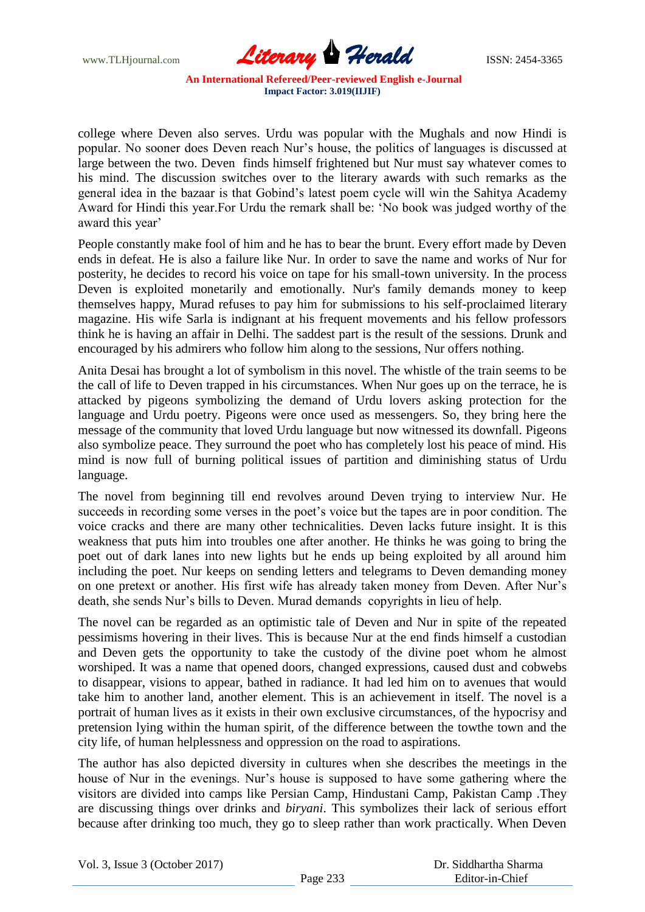college where Deven also serves. Urdu was popular with the Mughals and now Hindi is popular. No sooner does Deven reach Nur's house, the politics of languages is discussed at large between the two. Deven finds himself frightened but Nur must say whatever comes to his mind. The discussion switches over to the literary awards with such remarks as the general idea in the bazaar is that Gobind's latest poem cycle will win the Sahitya Academy Award for Hindi this year.For Urdu the remark shall be: 'No book was judged worthy of the award this year'

People constantly make fool of him and he has to bear the brunt. Every effort made by Deven ends in defeat. He is also a failure like Nur. In order to save the name and works of Nur for posterity, he decides to record his voice on tape for his small-town university. In the process Deven is exploited monetarily and emotionally. Nur's family demands money to keep themselves happy, Murad refuses to pay him for submissions to his self-proclaimed literary magazine. His wife Sarla is indignant at his frequent movements and his fellow professors think he is having an affair in Delhi. The saddest part is the result of the sessions. Drunk and encouraged by his admirers who follow him along to the sessions, Nur offers nothing.

Anita Desai has brought a lot of symbolism in this novel. The whistle of the train seems to be the call of life to Deven trapped in his circumstances. When Nur goes up on the terrace, he is attacked by pigeons symbolizing the demand of Urdu lovers asking protection for the language and Urdu poetry. Pigeons were once used as messengers. So, they bring here the message of the community that loved Urdu language but now witnessed its downfall. Pigeons also symbolize peace. They surround the poet who has completely lost his peace of mind. His mind is now full of burning political issues of partition and diminishing status of Urdu language.

The novel from beginning till end revolves around Deven trying to interview Nur. He succeeds in recording some verses in the poet's voice but the tapes are in poor condition. The voice cracks and there are many other technicalities. Deven lacks future insight. It is this weakness that puts him into troubles one after another. He thinks he was going to bring the poet out of dark lanes into new lights but he ends up being exploited by all around him including the poet. Nur keeps on sending letters and telegrams to Deven demanding money on one pretext or another. His first wife has already taken money from Deven. After Nur's death, she sends Nur's bills to Deven. Murad demands copyrights in lieu of help.

The novel can be regarded as an optimistic tale of Deven and Nur in spite of the repeated pessimisms hovering in their lives. This is because Nur at the end finds himself a custodian and Deven gets the opportunity to take the custody of the divine poet whom he almost worshiped. It was a name that opened doors, changed expressions, caused dust and cobwebs to disappear, visions to appear, bathed in radiance. It had led him on to avenues that would take him to another land, another element. This is an achievement in itself. The novel is a portrait of human lives as it exists in their own exclusive circumstances, of the hypocrisy and pretension lying within the human spirit, of the difference between the towthe town and the city life, of human helplessness and oppression on the road to aspirations.

The author has also depicted diversity in cultures when she describes the meetings in the house of Nur in the evenings. Nur's house is supposed to have some gathering where the visitors are divided into camps like Persian Camp, Hindustani Camp, Pakistan Camp .They are discussing things over drinks and *biryani*. This symbolizes their lack of serious effort because after drinking too much, they go to sleep rather than work practically. When Deven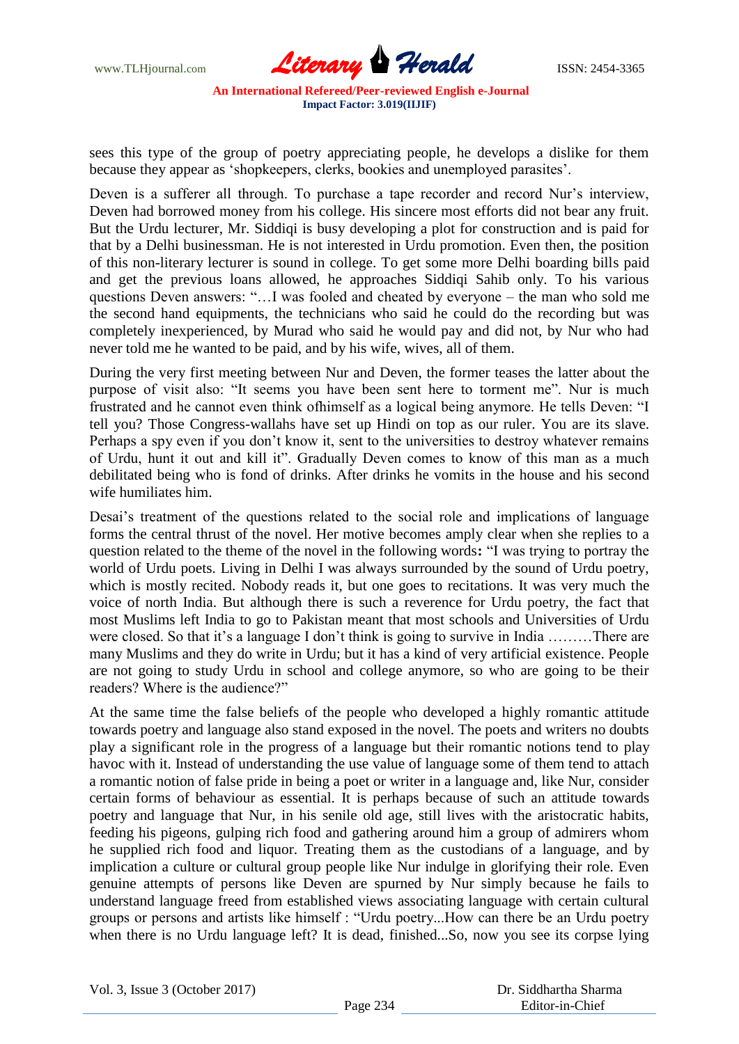sees this type of the group of poetry appreciating people, he develops a dislike for them because they appear as 'shopkeepers, clerks, bookies and unemployed parasites'.

Deven is a sufferer all through. To purchase a tape recorder and record Nur's interview, Deven had borrowed money from his college. His sincere most efforts did not bear any fruit. But the Urdu lecturer, Mr. Siddiqi is busy developing a plot for construction and is paid for that by a Delhi businessman. He is not interested in Urdu promotion. Even then, the position of this non-literary lecturer is sound in college. To get some more Delhi boarding bills paid and get the previous loans allowed, he approaches Siddiqi Sahib only. To his various questions Deven answers: "…I was fooled and cheated by everyone – the man who sold me the second hand equipments, the technicians who said he could do the recording but was completely inexperienced, by Murad who said he would pay and did not, by Nur who had never told me he wanted to be paid, and by his wife, wives, all of them.

During the very first meeting between Nur and Deven, the former teases the latter about the purpose of visit also: "It seems you have been sent here to torment me". Nur is much frustrated and he cannot even think ofhimself as a logical being anymore. He tells Deven: "I tell you? Those Congress-wallahs have set up Hindi on top as our ruler. You are its slave. Perhaps a spy even if you don't know it, sent to the universities to destroy whatever remains of Urdu, hunt it out and kill it". Gradually Deven comes to know of this man as a much debilitated being who is fond of drinks. After drinks he vomits in the house and his second wife humiliates him.

Desai's treatment of the questions related to the social role and implications of language forms the central thrust of the novel. Her motive becomes amply clear when she replies to a question related to the theme of the novel in the following words**:** "I was trying to portray the world of Urdu poets. Living in Delhi I was always surrounded by the sound of Urdu poetry, which is mostly recited. Nobody reads it, but one goes to recitations. It was very much the voice of north India. But although there is such a reverence for Urdu poetry, the fact that most Muslims left India to go to Pakistan meant that most schools and Universities of Urdu were closed. So that it's a language I don't think is going to survive in India ………There are many Muslims and they do write in Urdu; but it has a kind of very artificial existence. People are not going to study Urdu in school and college anymore, so who are going to be their readers? Where is the audience?"

At the same time the false beliefs of the people who developed a highly romantic attitude towards poetry and language also stand exposed in the novel. The poets and writers no doubts play a significant role in the progress of a language but their romantic notions tend to play havoc with it. Instead of understanding the use value of language some of them tend to attach a romantic notion of false pride in being a poet or writer in a language and, like Nur, consider certain forms of behaviour as essential. It is perhaps because of such an attitude towards poetry and language that Nur, in his senile old age, still lives with the aristocratic habits, feeding his pigeons, gulping rich food and gathering around him a group of admirers whom he supplied rich food and liquor. Treating them as the custodians of a language, and by implication a culture or cultural group people like Nur indulge in glorifying their role. Even genuine attempts of persons like Deven are spurned by Nur simply because he fails to understand language freed from established views associating language with certain cultural groups or persons and artists like himself : "Urdu poetry...How can there be an Urdu poetry when there is no Urdu language left? It is dead, finished...So, now you see its corpse lying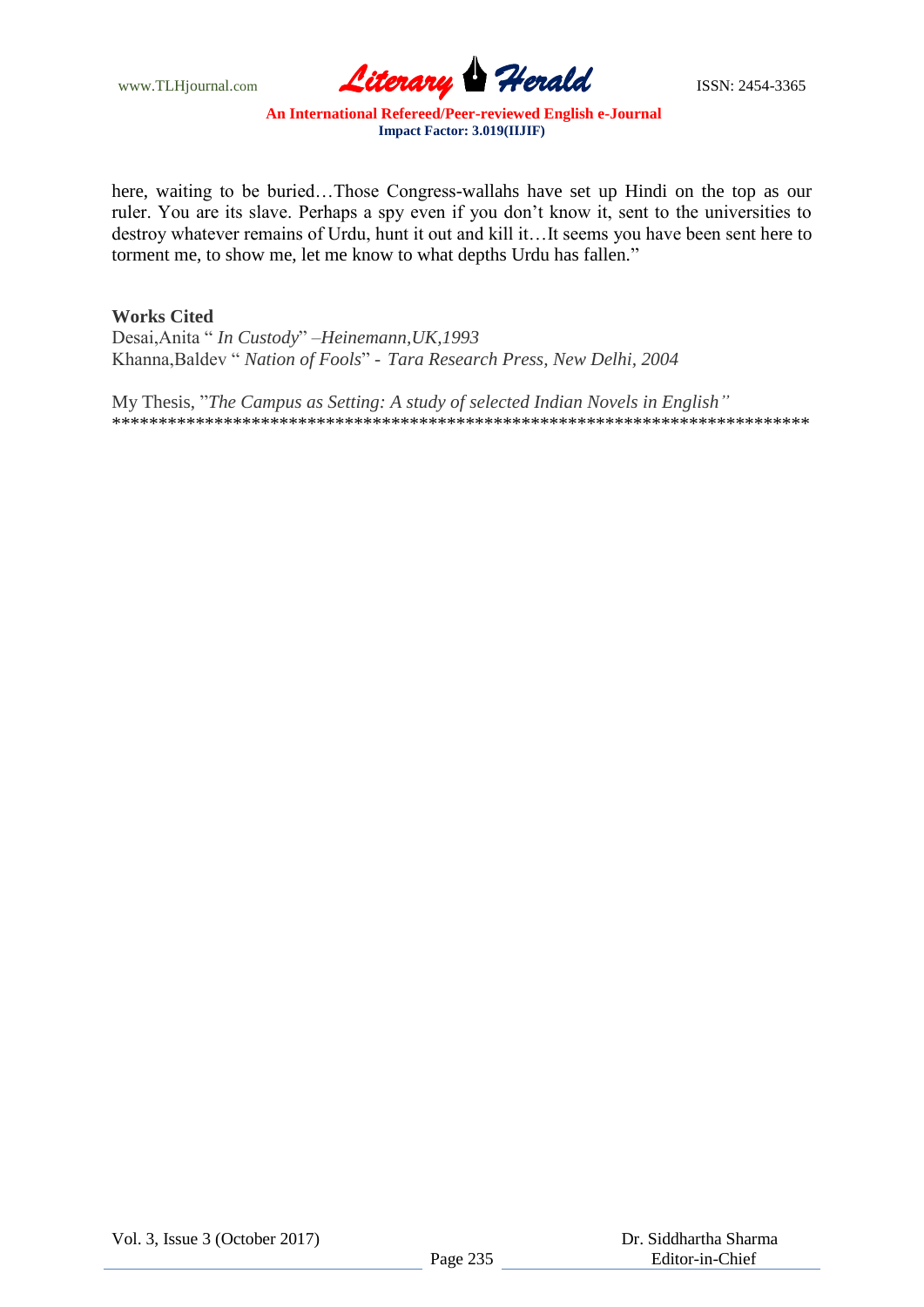here, waiting to be buried…Those Congress-wallahs have set up Hindi on the top as our ruler. You are its slave. Perhaps a spy even if you don't know it, sent to the universities to destroy whatever remains of Urdu, hunt it out and kill it…It seems you have been sent here to torment me, to show me, let me know to what depths Urdu has fallen."

**Works Cited**

Desai,Anita " *In Custody*" –*Heinemann,UK,1993*

Khanna,Baldev " *Nation of Fools*" - *Tara Research Press, New Delhi, 2004*

My Thesis, "*The Campus as Setting: A study of selected Indian Novels in English"*

****************************************************************************